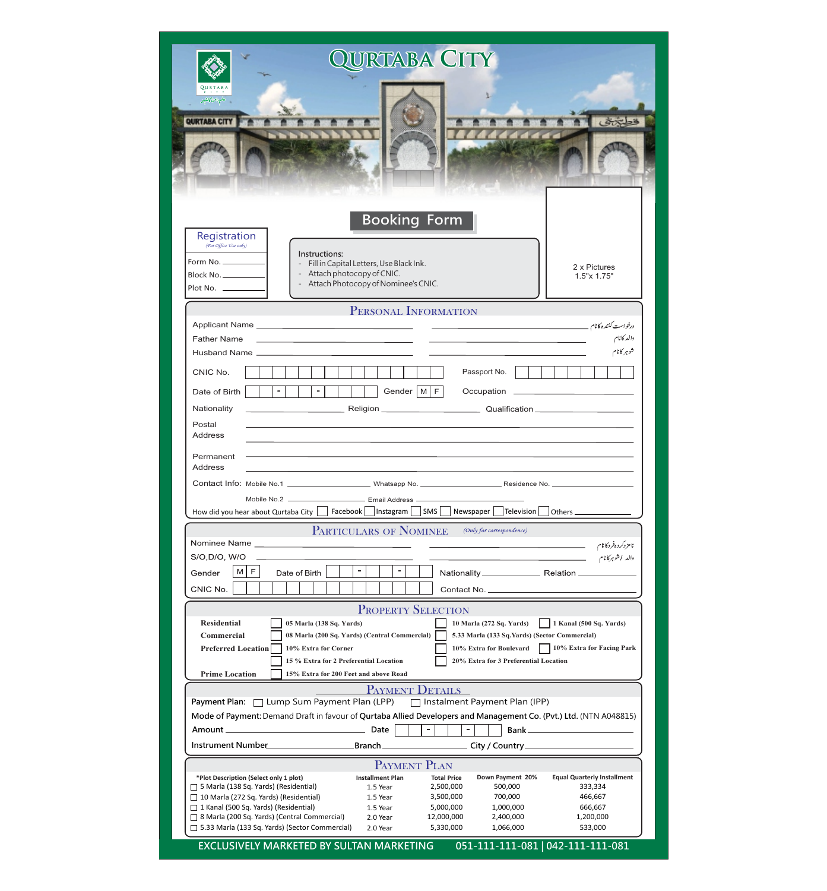# QURTABA CITY

## Booking Form

**Registration**
*(For Office Use only)*

Form No. __________
Block No. __________
Plot No. __________

**Instructions:**
- Fill in Capital Letters, Use Black Ink.
- Attach photocopy of CNIC.
- Attach Photocopy of Nominee's CNIC.

2 x Pictures
1.5"x 1.75"

## PERSONAL INFORMATION

Applicant Name __________ __________ درخواست کنندہ کا نام

Father Name __________ __________ والد کا نام

Husband Name __________ __________ شوہر کا نام

CNIC No. [ ] Passport No. [ ]

Date of Birth [ - - ] Gender M F Occupation __________

Nationality __________ Religion __________ Qualification __________

Postal Address __________

Permanent Address __________

Contact Info: Mobile No.1 __________ Whatsapp No. __________ Residence No. __________

Mobile No.2 __________ Email Address __________

How did you hear about Qurtaba City ☐ Facebook ☐ Instagram ☐ SMS ☐ Newspaper ☐ Television ☐ Others __________

## PARTICULARS OF NOMINEE *(Only for correspondence)*

Nominee Name __________ __________ نامزد کردہ فرد کا نام

S/O,D/O, W/O __________ __________ والد / شوہر کا نام

Gender M F Date of Birth [ - - ] Nationality __________ Relation __________

CNIC No. [ ] Contact No. __________

## PROPERTY SELECTION

**Residential** ☐ 05 Marla (138 Sq. Yards) ☐ 10 Marla (272 Sq. Yards) ☐ 1 Kanal (500 Sq. Yards)

**Commercial** ☐ 08 Marla (200 Sq. Yards) (Central Commercial) ☐ 5.33 Marla (133 Sq.Yards) (Sector Commercial)

**Preferred Location** ☐ 10% Extra for Corner ☐ 10% Extra for Boulevard ☐ 10% Extra for Facing Park

☐ 15 % Extra for 2 Preferential Location ☐ 20% Extra for 3 Preferential Location

**Prime Location** ☐ 15% Extra for 200 Feet and above Road

## PAYMENT DETAILS

**Payment Plan:** ☐ Lump Sum Payment Plan (LPP) ☐ Instalment Payment Plan (IPP)

**Mode of Payment:** Demand Draft in favour of **Qurtaba Allied Developers and Management Co. (Pvt.) Ltd.** (NTN A048815)

**Amount** __________ **Date** [ - - ] **Bank** __________

**Instrument Number** __________ **Branch** __________ **City / Country** __________

## PAYMENT PLAN

| *Plot Description (Select only 1 plot) | Installment Plan | Total Price | Down Payment 20% | Equal Quarterly Installment |
|---|---|---|---|---|
| ☐ 5 Marla (138 Sq. Yards) (Residential) | 1.5 Year | 2,500,000 | 500,000 | 333,334 |
| ☐ 10 Marla (272 Sq. Yards) (Residential) | 1.5 Year | 3,500,000 | 700,000 | 466,667 |
| ☐ 1 Kanal (500 Sq. Yards) (Residential) | 1.5 Year | 5,000,000 | 1,000,000 | 666,667 |
| ☐ 8 Marla (200 Sq. Yards) (Central Commercial) | 2.0 Year | 12,000,000 | 2,400,000 | 1,200,000 |
| ☐ 5.33 Marla (133 Sq. Yards) (Sector Commercial) | 2.0 Year | 5,330,000 | 1,066,000 | 533,000 |

**EXCLUSIVELY MARKETED BY SULTAN MARKETING 051-111-111-081 | 042-111-111-081**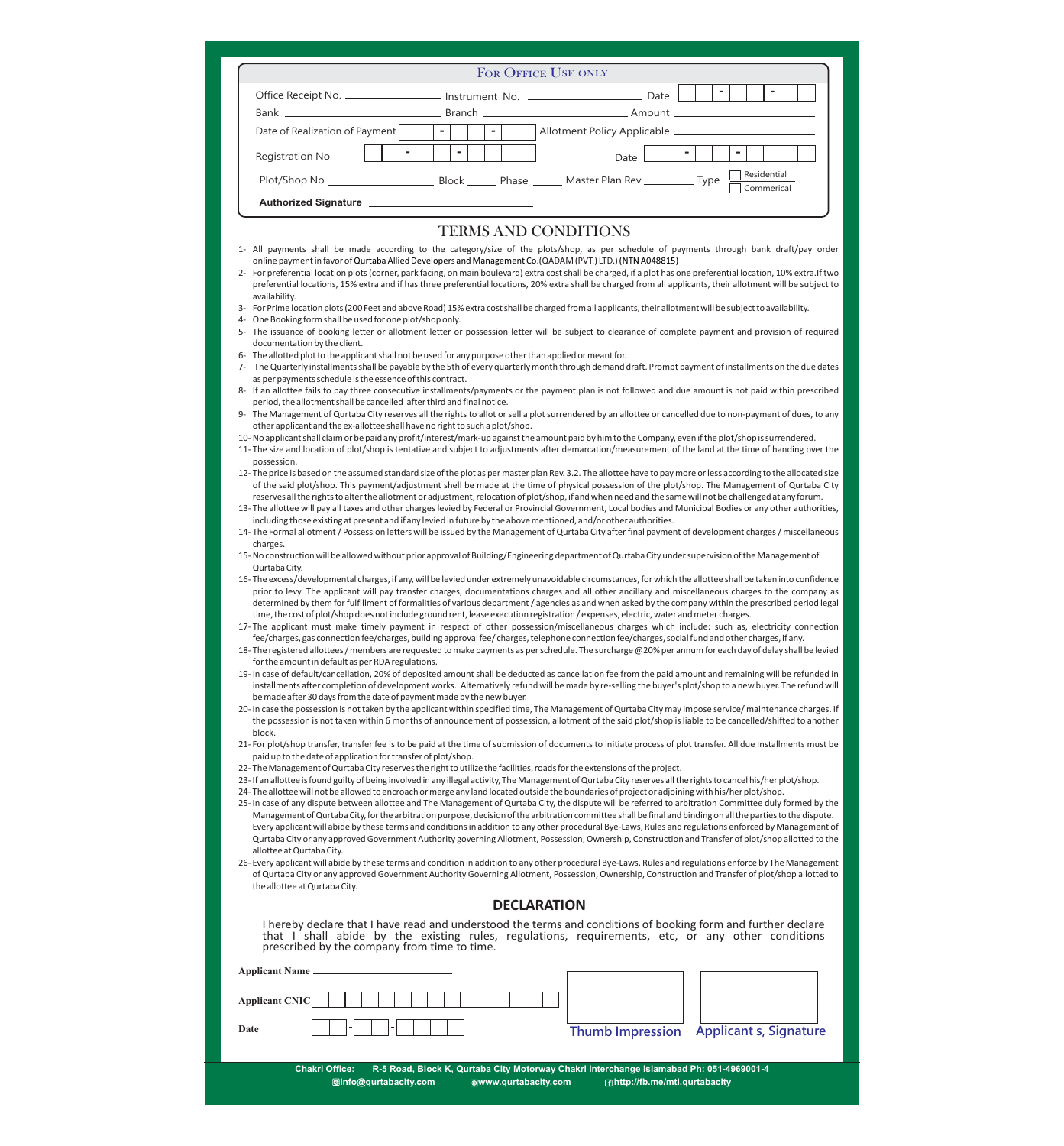## For Office Use only

Office Receipt No. ____________ Instrument No. ____________ Date | | | - | | - | | |

Bank ____________ Branch ____________ Amount ____________

Date of Realization of Payment | | | - | | - | | | Allotment Policy Applicable ____________

Registration No | | | - | | - | | | Date | | | - | | - | | |

Plot/Shop No ____________ Block ______ Phase ______ Master Plan Rev ________ Type ☐ Residential ☐ Commerical

**Authorized Signature** ____________

# TERMS AND CONDITIONS

1- All payments shall be made according to the category/size of the plots/shop, as per schedule of payments through bank draft/pay order online payment in favor of Qurtaba Allied Developers and Management Co.(QADAM (PVT.) LTD.) (NTN A048815)

2- For preferential location plots (corner, park facing, on main boulevard) extra cost shall be charged, if a plot has one preferential location, 10% extra.If two preferential locations, 15% extra and if has three preferential locations, 20% extra shall be charged from all applicants, their allotment will be subject to availability.

3- For Prime location plots (200 Feet and above Road) 15% extra cost shall be charged from all applicants, their allotment will be subject to availability.

4- One Booking form shall be used for one plot/shop only.

5- The issuance of booking letter or allotment letter or possession letter will be subject to clearance of complete payment and provision of required documentation by the client.

6- The allotted plot to the applicant shall not be used for any purpose other than applied or meant for.

7- The Quarterly installments shall be payable by the 5th of every quarterly month through demand draft. Prompt payment of installments on the due dates as per payments schedule is the essence of this contract.

8- If an allottee fails to pay three consecutive installments/payments or the payment plan is not followed and due amount is not paid within prescribed period, the allotment shall be cancelled after third and final notice.

9- The Management of Qurtaba City reserves all the rights to allot or sell a plot surrendered by an allottee or cancelled due to non-payment of dues, to any other applicant and the ex-allottee shall have no right to such a plot/shop.

10- No applicant shall claim or be paid any profit/interest/mark-up against the amount paid by him to the Company, even if the plot/shop is surrendered.

11- The size and location of plot/shop is tentative and subject to adjustments after demarcation/measurement of the land at the time of handing over the possession.

12- The price is based on the assumed standard size of the plot as per master plan Rev. 3.2. The allottee have to pay more or less according to the allocated size of the said plot/shop. This payment/adjustment shell be made at the time of physical possession of the plot/shop. The Management of Qurtaba City reserves all the rights to alter the allotment or adjustment, relocation of plot/shop, if and when need and the same will not be challenged at any forum.

13- The allottee will pay all taxes and other charges levied by Federal or Provincial Government, Local bodies and Municipal Bodies or any other authorities, including those existing at present and if any levied in future by the above mentioned, and/or other authorities.

14- The Formal allotment / Possession letters will be issued by the Management of Qurtaba City after final payment of development charges / miscellaneous charges.

15- No construction will be allowed without prior approval of Building/Engineering department of Qurtaba City under supervision of the Management of Qurtaba City.

16- The excess/developmental charges, if any, will be levied under extremely unavoidable circumstances, for which the allottee shall be taken into confidence prior to levy. The applicant will pay transfer charges, documentations charges and all other ancillary and miscellaneous charges to the company as determined by them for fulfillment of formalities of various department / agencies as and when asked by the company within the prescribed period legal time, the cost of plot/shop does not include ground rent, lease execution registration / expenses, electric, water and meter charges.

17- The applicant must make timely payment in respect of other possession/miscellaneous charges which include: such as, electricity connection fee/charges, gas connection fee/charges, building approval fee/ charges, telephone connection fee/charges, social fund and other charges, if any.

18- The registered allottees / members are requested to make payments as per schedule. The surcharge @20% per annum for each day of delay shall be levied for the amount in default as per RDA regulations.

19- In case of default/cancellation, 20% of deposited amount shall be deducted as cancellation fee from the paid amount and remaining will be refunded in installments after completion of development works. Alternatively refund will be made by re-selling the buyer's plot/shop to a new buyer. The refund will be made after 30 days from the date of payment made by the new buyer.

20- In case the possession is not taken by the applicant within specified time, The Management of Qurtaba City may impose service/ maintenance charges. If the possession is not taken within 6 months of announcement of possession, allotment of the said plot/shop is liable to be cancelled/shifted to another block.

21- For plot/shop transfer, transfer fee is to be paid at the time of submission of documents to initiate process of plot transfer. All due Installments must be paid up to the date of application for transfer of plot/shop.

22- The Management of Qurtaba City reserves the right to utilize the facilities, roads for the extensions of the project.

23- If an allottee is found guilty of being involved in any illegal activity, The Management of Qurtaba City reserves all the rights to cancel his/her plot/shop.

24- The allottee will not be allowed to encroach or merge any land located outside the boundaries of project or adjoining with his/her plot/shop.

25- In case of any dispute between allottee and The Management of Qurtaba City, the dispute will be referred to arbitration Committee duly formed by the Management of Qurtaba City, for the arbitration purpose, decision of the arbitration committee shall be final and binding on all the parties to the dispute. Every applicant will abide by these terms and conditions in addition to any other procedural Bye-Laws, Rules and regulations enforced by Management of Qurtaba City or any approved Government Authority governing Allotment, Possession, Ownership, Construction and Transfer of plot/shop allotted to the allottee at Qurtaba City.

26- Every applicant will abide by these terms and condition in addition to any other procedural Bye-Laws, Rules and regulations enforce by The Management of Qurtaba City or any approved Government Authority Governing Allotment, Possession, Ownership, Construction and Transfer of plot/shop allotted to the allottee at Qurtaba City.

## DECLARATION

I hereby declare that I have read and understood the terms and conditions of booking form and further declare that I shall abide by the existing rules, regulations, requirements, etc, or any other conditions prescribed by the company from time to time.

**Applicant Name** ____________

**Applicant CNIC** | | | | | | | | | | | | | | | |

**Date** | | | - | | | - | | | | |

Thumb Impression

Applicant s, Signature

**Chakri Office:** R-5 Road, Block K, Qurtaba City Motorway Chakri Interchange Islamabad Ph: 051-4969001-4

Info@qurtabacity.com www.qurtabacity.com http://fb.me/mti.qurtabacity